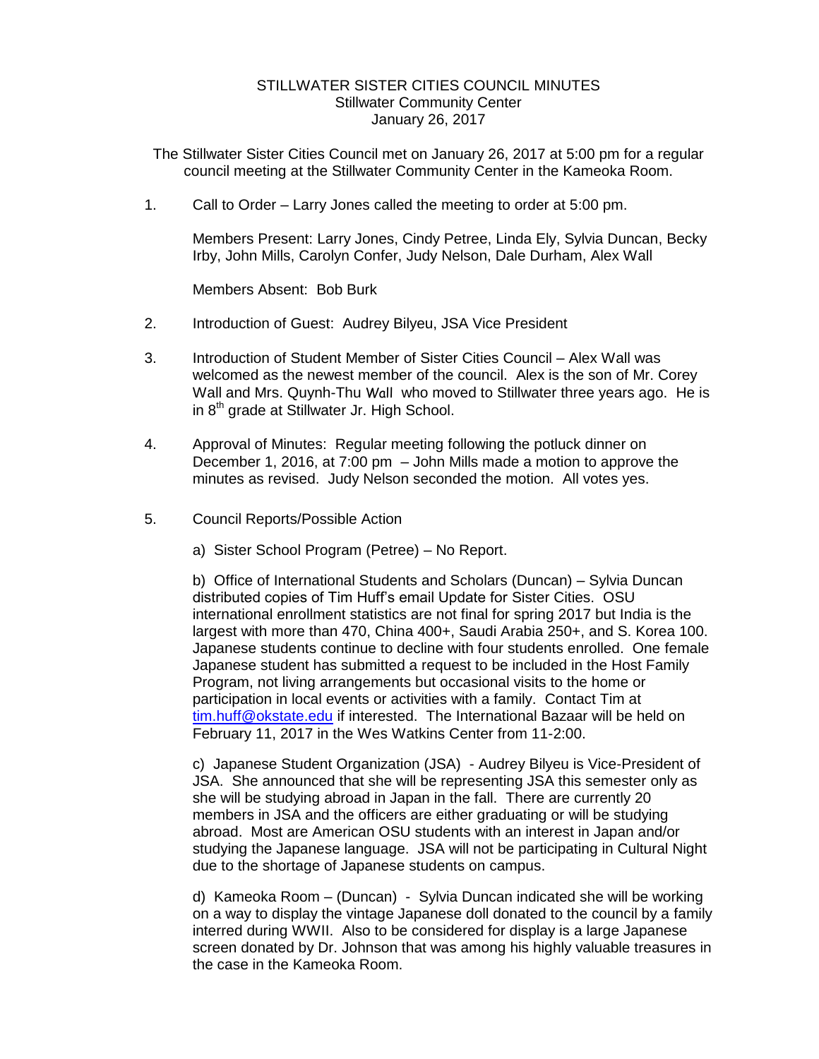STILLWATER SISTER CITIES COUNCIL MINUTES
Stillwater Community Center
January 26, 2017

The Stillwater Sister Cities Council met on January 26, 2017 at 5:00 pm for a regular council meeting at the Stillwater Community Center in the Kameoka Room.

1. Call to Order – Larry Jones called the meeting to order at 5:00 pm.

   Members Present: Larry Jones, Cindy Petree, Linda Ely, Sylvia Duncan, Becky Irby, John Mills, Carolyn Confer, Judy Nelson, Dale Durham, Alex Wall

   Members Absent: Bob Burk

2. Introduction of Guest: Audrey Bilyeu, JSA Vice President

3. Introduction of Student Member of Sister Cities Council – Alex Wall was welcomed as the newest member of the council. Alex is the son of Mr. Corey Wall and Mrs. Quynh-Thu Wall who moved to Stillwater three years ago. He is in 8th grade at Stillwater Jr. High School.

4. Approval of Minutes: Regular meeting following the potluck dinner on December 1, 2016, at 7:00 pm – John Mills made a motion to approve the minutes as revised. Judy Nelson seconded the motion. All votes yes.

5. Council Reports/Possible Action

   a) Sister School Program (Petree) – No Report.

   b) Office of International Students and Scholars (Duncan) – Sylvia Duncan distributed copies of Tim Huff's email Update for Sister Cities. OSU international enrollment statistics are not final for spring 2017 but India is the largest with more than 470, China 400+, Saudi Arabia 250+, and S. Korea 100. Japanese students continue to decline with four students enrolled. One female Japanese student has submitted a request to be included in the Host Family Program, not living arrangements but occasional visits to the home or participation in local events or activities with a family. Contact Tim at tim.huff@okstate.edu if interested. The International Bazaar will be held on February 11, 2017 in the Wes Watkins Center from 11-2:00.

   c) Japanese Student Organization (JSA) - Audrey Bilyeu is Vice-President of JSA. She announced that she will be representing JSA this semester only as she will be studying abroad in Japan in the fall. There are currently 20 members in JSA and the officers are either graduating or will be studying abroad. Most are American OSU students with an interest in Japan and/or studying the Japanese language. JSA will not be participating in Cultural Night due to the shortage of Japanese students on campus.

   d) Kameoka Room – (Duncan) - Sylvia Duncan indicated she will be working on a way to display the vintage Japanese doll donated to the council by a family interred during WWII. Also to be considered for display is a large Japanese screen donated by Dr. Johnson that was among his highly valuable treasures in the case in the Kameoka Room.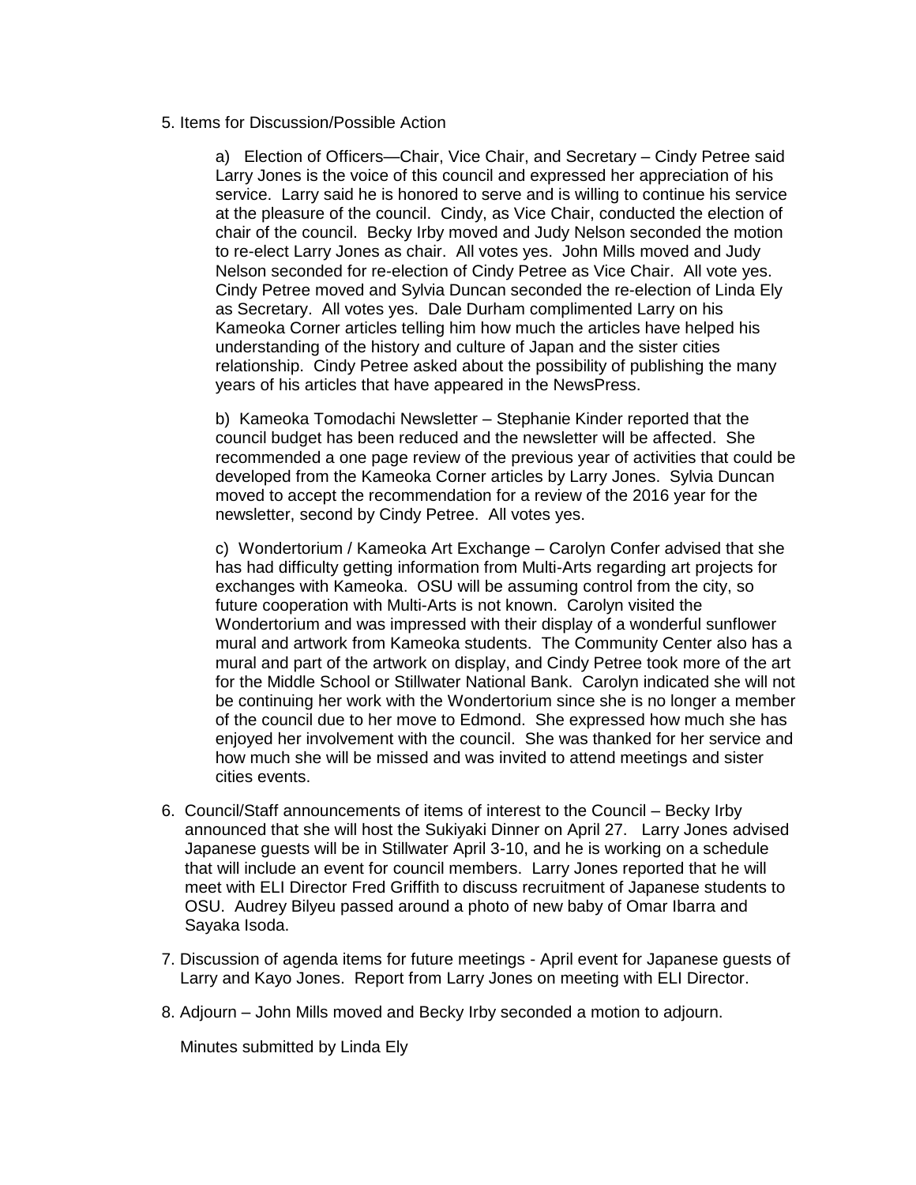5. Items for Discussion/Possible Action

   a) Election of Officers—Chair, Vice Chair, and Secretary – Cindy Petree said Larry Jones is the voice of this council and expressed her appreciation of his service. Larry said he is honored to serve and is willing to continue his service at the pleasure of the council. Cindy, as Vice Chair, conducted the election of chair of the council. Becky Irby moved and Judy Nelson seconded the motion to re-elect Larry Jones as chair. All votes yes. John Mills moved and Judy Nelson seconded for re-election of Cindy Petree as Vice Chair. All vote yes. Cindy Petree moved and Sylvia Duncan seconded the re-election of Linda Ely as Secretary. All votes yes. Dale Durham complimented Larry on his Kameoka Corner articles telling him how much the articles have helped his understanding of the history and culture of Japan and the sister cities relationship. Cindy Petree asked about the possibility of publishing the many years of his articles that have appeared in the NewsPress.

   b) Kameoka Tomodachi Newsletter – Stephanie Kinder reported that the council budget has been reduced and the newsletter will be affected. She recommended a one page review of the previous year of activities that could be developed from the Kameoka Corner articles by Larry Jones. Sylvia Duncan moved to accept the recommendation for a review of the 2016 year for the newsletter, second by Cindy Petree. All votes yes.

   c) Wondertorium / Kameoka Art Exchange – Carolyn Confer advised that she has had difficulty getting information from Multi-Arts regarding art projects for exchanges with Kameoka. OSU will be assuming control from the city, so future cooperation with Multi-Arts is not known. Carolyn visited the Wondertorium and was impressed with their display of a wonderful sunflower mural and artwork from Kameoka students. The Community Center also has a mural and part of the artwork on display, and Cindy Petree took more of the art for the Middle School or Stillwater National Bank. Carolyn indicated she will not be continuing her work with the Wondertorium since she is no longer a member of the council due to her move to Edmond. She expressed how much she has enjoyed her involvement with the council. She was thanked for her service and how much she will be missed and was invited to attend meetings and sister cities events.

6. Council/Staff announcements of items of interest to the Council – Becky Irby announced that she will host the Sukiyaki Dinner on April 27. Larry Jones advised Japanese guests will be in Stillwater April 3-10, and he is working on a schedule that will include an event for council members. Larry Jones reported that he will meet with ELI Director Fred Griffith to discuss recruitment of Japanese students to OSU. Audrey Bilyeu passed around a photo of new baby of Omar Ibarra and Sayaka Isoda.

7. Discussion of agenda items for future meetings - April event for Japanese guests of Larry and Kayo Jones. Report from Larry Jones on meeting with ELI Director.

8. Adjourn – John Mills moved and Becky Irby seconded a motion to adjourn.

Minutes submitted by Linda Ely